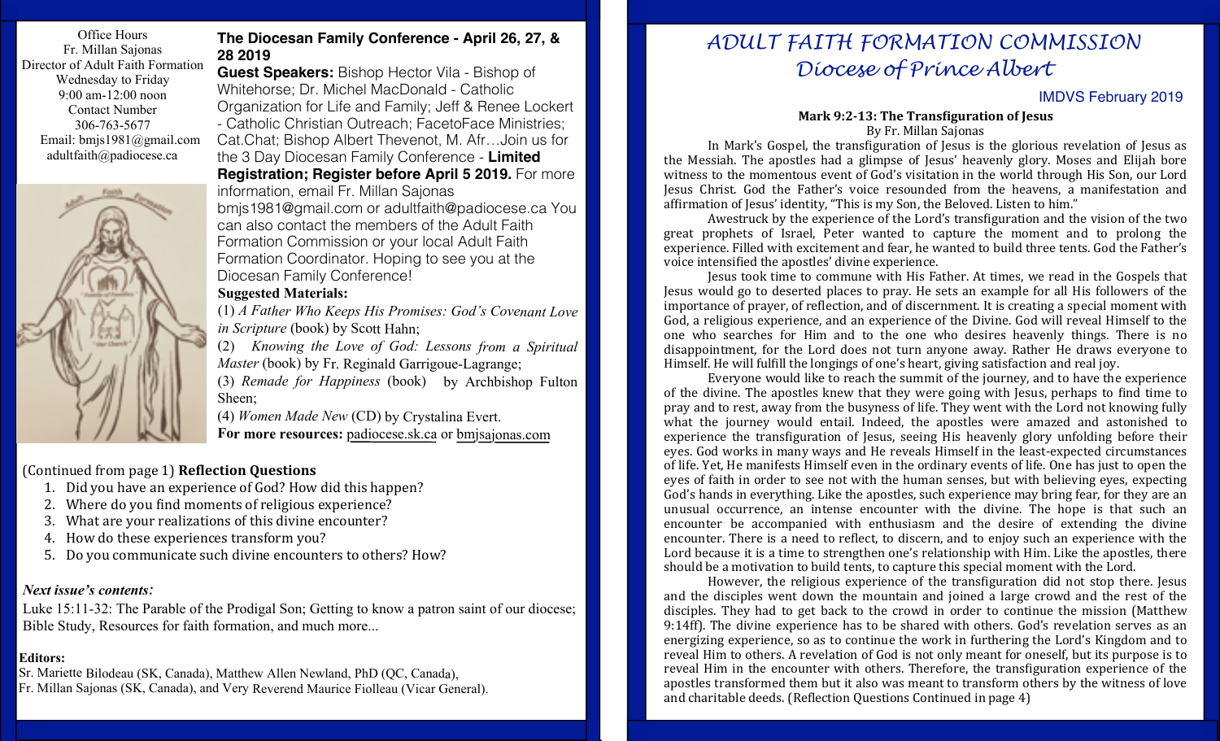Office Hours
Fr. Millan Sajonas
Director of Adult Faith Formation
Wednesday to Friday
9:00 am-12:00 noon
Contact Number
306-763-5677
Email: bmjs1981@gmail.com
adultfaith@padiocese.ca

**The Diocesan Family Conference - April 26, 27, & 28 2019**

**Guest Speakers:** Bishop Hector Vila - Bishop of Whitehorse; Dr. Michel MacDonald - Catholic Organization for Life and Family; Jeff & Renee Lockert - Catholic Christian Outreach; FacetoFace Ministries; Cat.Chat; Bishop Albert Thevenot, M. Afr…Join us for the 3 Day Diocesan Family Conference - **Limited Registration; Register before April 5 2019.** For more information, email Fr. Millan Sajonas bmjs1981@gmail.com or adultfaith@padiocese.ca You can also contact the members of the Adult Faith Formation Commission or your local Adult Faith Formation Coordinator. Hoping to see you at the Diocesan Family Conference!

**Suggested Materials:**

(1) *A Father Who Keeps His Promises: God's Covenant Love in Scripture* (book) by Scott Hahn;
(2) *Knowing the Love of God: Lessons from a Spiritual Master* (book) by Fr. Reginald Garrigoue-Lagrange;
(3) *Remade for Happiness* (book) by Archbishop Fulton Sheen;
(4) *Women Made New* (CD) by Crystalina Evert.
**For more resources:** padiocese.sk.ca or bmjsajonas.com

(Continued from page 1) **Reflection Questions**

1. Did you have an experience of God? How did this happen?
2. Where do you find moments of religious experience?
3. What are your realizations of this divine encounter?
4. How do these experiences transform you?
5. Do you communicate such divine encounters to others? How?

***Next issue's contents:***

Luke 15:11-32: The Parable of the Prodigal Son; Getting to know a patron saint of our diocese; Bible Study, Resources for faith formation, and much more...

**Editors:**
Sr. Mariette Bilodeau (SK, Canada), Matthew Allen Newland, PhD (QC, Canada), Fr. Millan Sajonas (SK, Canada), and Very Reverend Maurice Fiolleau (Vicar General).

# ADULT FAITH FORMATION COMMISSION
## Diocese of Prince Albert

IMDVS February 2019

### Mark 9:2-13: The Transfiguration of Jesus

By Fr. Millan Sajonas

In Mark's Gospel, the transfiguration of Jesus is the glorious revelation of Jesus as the Messiah. The apostles had a glimpse of Jesus' heavenly glory. Moses and Elijah bore witness to the momentous event of God's visitation in the world through His Son, our Lord Jesus Christ. God the Father's voice resounded from the heavens, a manifestation and affirmation of Jesus' identity, "This is my Son, the Beloved. Listen to him."

Awestruck by the experience of the Lord's transfiguration and the vision of the two great prophets of Israel, Peter wanted to capture the moment and to prolong the experience. Filled with excitement and fear, he wanted to build three tents. God the Father's voice intensified the apostles' divine experience.

Jesus took time to commune with His Father. At times, we read in the Gospels that Jesus would go to deserted places to pray. He sets an example for all His followers of the importance of prayer, of reflection, and of discernment. It is creating a special moment with God, a religious experience, and an experience of the Divine. God will reveal Himself to the one who searches for Him and to the one who desires heavenly things. There is no disappointment, for the Lord does not turn anyone away. Rather He draws everyone to Himself. He will fulfill the longings of one's heart, giving satisfaction and real joy.

Everyone would like to reach the summit of the journey, and to have the experience of the divine. The apostles knew that they were going with Jesus, perhaps to find time to pray and to rest, away from the busyness of life. They went with the Lord not knowing fully what the journey would entail. Indeed, the apostles were amazed and astonished to experience the transfiguration of Jesus, seeing His heavenly glory unfolding before their eyes. God works in many ways and He reveals Himself in the least-expected circumstances of life. Yet, He manifests Himself even in the ordinary events of life. One has just to open the eyes of faith in order to see not with the human senses, but with believing eyes, expecting God's hands in everything. Like the apostles, such experience may bring fear, for they are an unusual occurrence, an intense encounter with the divine. The hope is that such an encounter be accompanied with enthusiasm and the desire of extending the divine encounter. There is a need to reflect, to discern, and to enjoy such an experience with the Lord because it is a time to strengthen one's relationship with Him. Like the apostles, there should be a motivation to build tents, to capture this special moment with the Lord.

However, the religious experience of the transfiguration did not stop there. Jesus and the disciples went down the mountain and joined a large crowd and the rest of the disciples. They had to get back to the crowd in order to continue the mission (Matthew 9:14ff). The divine experience has to be shared with others. God's revelation serves as an energizing experience, so as to continue the work in furthering the Lord's Kingdom and to reveal Him to others. A revelation of God is not only meant for oneself, but its purpose is to reveal Him in the encounter with others. Therefore, the transfiguration experience of the apostles transformed them but it also was meant to transform others by the witness of love and charitable deeds. (Reflection Questions Continued in page 4)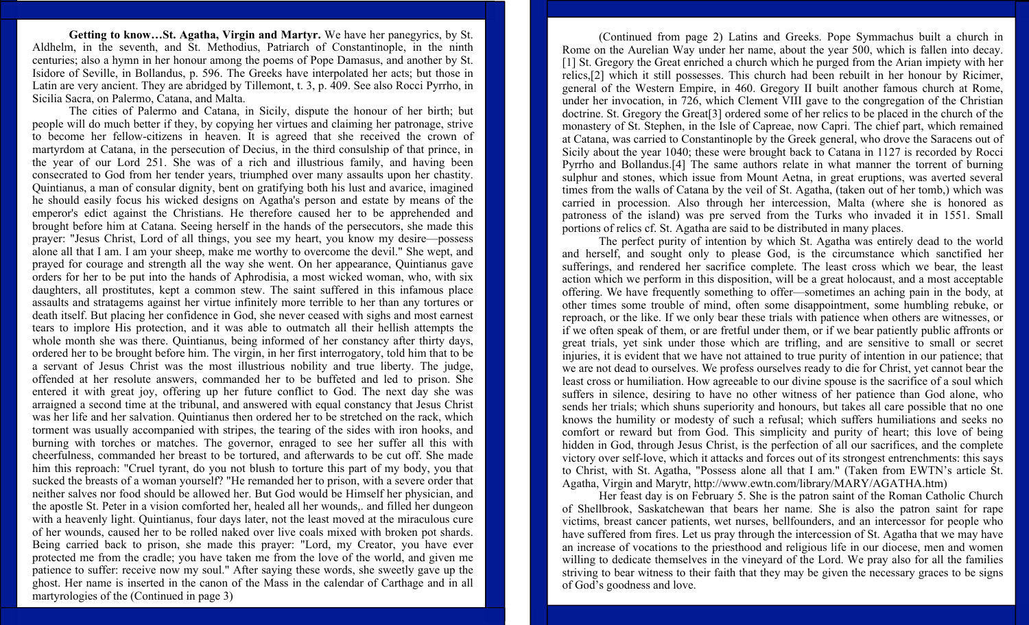**Getting to know…St. Agatha, Virgin and Martyr.** We have her panegyrics, by St. Aldhelm, in the seventh, and St. Methodius, Patriarch of Constantinople, in the ninth centuries; also a hymn in her honour among the poems of Pope Damasus, and another by St. Isidore of Seville, in Bollandus, p. 596. The Greeks have interpolated her acts; but those in Latin are very ancient. They are abridged by Tillemont, t. 3, p. 409. See also Rocci Pyrrho, in Sicilia Sacra, on Palermo, Catana, and Malta.

The cities of Palermo and Catana, in Sicily, dispute the honour of her birth; but people will do much better if they, by copying her virtues and claiming her patronage, strive to become her fellow-citizens in heaven. It is agreed that she received the crown of martyrdom at Catana, in the persecution of Decius, in the third consulship of that prince, in the year of our Lord 251. She was of a rich and illustrious family, and having been consecrated to God from her tender years, triumphed over many assaults upon her chastity. Quintianus, a man of consular dignity, bent on gratifying both his lust and avarice, imagined he should easily focus his wicked designs on Agatha's person and estate by means of the emperor's edict against the Christians. He therefore caused her to be apprehended and brought before him at Catana. Seeing herself in the hands of the persecutors, she made this prayer: "Jesus Christ, Lord of all things, you see my heart, you know my desire—possess alone all that I am. I am your sheep, make me worthy to overcome the devil." She wept, and prayed for courage and strength all the way she went. On her appearance, Quintianus gave orders for her to be put into the hands of Aphrodisia, a most wicked woman, who, with six daughters, all prostitutes, kept a common stew. The saint suffered in this infamous place assaults and stratagems against her virtue infinitely more terrible to her than any tortures or death itself. But placing her confidence in God, she never ceased with sighs and most earnest tears to implore His protection, and it was able to outmatch all their hellish attempts the whole month she was there. Quintianus, being informed of her constancy after thirty days, ordered her to be brought before him. The virgin, in her first interrogatory, told him that to be a servant of Jesus Christ was the most illustrious nobility and true liberty. The judge, offended at her resolute answers, commanded her to be buffeted and led to prison. She entered it with great joy, offering up her future conflict to God. The next day she was arraigned a second time at the tribunal, and answered with equal constancy that Jesus Christ was her life and her salvation. Quintianus then ordered her to be stretched on the rack, which torment was usually accompanied with stripes, the tearing of the sides with iron hooks, and burning with torches or matches. The governor, enraged to see her suffer all this with cheerfulness, commanded her breast to be tortured, and afterwards to be cut off. She made him this reproach: "Cruel tyrant, do you not blush to torture this part of my body, you that sucked the breasts of a woman yourself? "He remanded her to prison, with a severe order that neither salves nor food should be allowed her. But God would be Himself her physician, and the apostle St. Peter in a vision comforted her, healed all her wounds,. and filled her dungeon with a heavenly light. Quintianus, four days later, not the least moved at the miraculous cure of her wounds, caused her to be rolled naked over live coals mixed with broken pot shards. Being carried back to prison, she made this prayer: "Lord, my Creator, you have ever protected me from the cradle; you have taken me from the love of the world, and given me patience to suffer: receive now my soul." After saying these words, she sweetly gave up the ghost. Her name is inserted in the canon of the Mass in the calendar of Carthage and in all martyrologies of the (Continued in page 3)

(Continued from page 2) Latins and Greeks. Pope Symmachus built a church in Rome on the Aurelian Way under her name, about the year 500, which is fallen into decay.[1] St. Gregory the Great enriched a church which he purged from the Arian impiety with her relics,[2] which it still possesses. This church had been rebuilt in her honour by Ricimer, general of the Western Empire, in 460. Gregory II built another famous church at Rome, under her invocation, in 726, which Clement VIII gave to the congregation of the Christian doctrine. St. Gregory the Great[3] ordered some of her relics to be placed in the church of the monastery of St. Stephen, in the Isle of Capreae, now Capri. The chief part, which remained at Catana, was carried to Constantinople by the Greek general, who drove the Saracens out of Sicily about the year 1040; these were brought back to Catana in 1127 is recorded by Rocci Pyrrho and Bollandus.[4] The same authors relate in what manner the torrent of burning sulphur and stones, which issue from Mount Aetna, in great eruptions, was averted several times from the walls of Catana by the veil of St. Agatha, (taken out of her tomb,) which was carried in procession. Also through her intercession, Malta (where she is honored as patroness of the island) was pre served from the Turks who invaded it in 1551. Small portions of relics cf. St. Agatha are said to be distributed in many places.

The perfect purity of intention by which St. Agatha was entirely dead to the world and herself, and sought only to please God, is the circumstance which sanctified her sufferings, and rendered her sacrifice complete. The least cross which we bear, the least action which we perform in this disposition, will be a great holocaust, and a most acceptable offering. We have frequently something to offer—sometimes an aching pain in the body, at other times some trouble of mind, often some disappointment, some humbling rebuke, or reproach, or the like. If we only bear these trials with patience when others are witnesses, or if we often speak of them, or are fretful under them, or if we bear patiently public affronts or great trials, yet sink under those which are trifling, and are sensitive to small or secret injuries, it is evident that we have not attained to true purity of intention in our patience; that we are not dead to ourselves. We profess ourselves ready to die for Christ, yet cannot bear the least cross or humiliation. How agreeable to our divine spouse is the sacrifice of a soul which suffers in silence, desiring to have no other witness of her patience than God alone, who sends her trials; which shuns superiority and honours, but takes all care possible that no one knows the humility or modesty of such a refusal; which suffers humiliations and seeks no comfort or reward but from God. This simplicity and purity of heart; this love of being hidden in God, through Jesus Christ, is the perfection of all our sacrifices, and the complete victory over self-love, which it attacks and forces out of its strongest entrenchments: this says to Christ, with St. Agatha, "Possess alone all that I am." (Taken from EWTN's article St. Agatha, Virgin and Marytr, http://www.ewtn.com/library/MARY/AGATHA.htm)

Her feast day is on February 5. She is the patron saint of the Roman Catholic Church of Shellbrook, Saskatchewan that bears her name. She is also the patron saint for rape victims, breast cancer patients, wet nurses, bellfounders, and an intercessor for people who have suffered from fires. Let us pray through the intercession of St. Agatha that we may have an increase of vocations to the priesthood and religious life in our diocese, men and women willing to dedicate themselves in the vineyard of the Lord. We pray also for all the families striving to bear witness to their faith that they may be given the necessary graces to be signs of God's goodness and love.